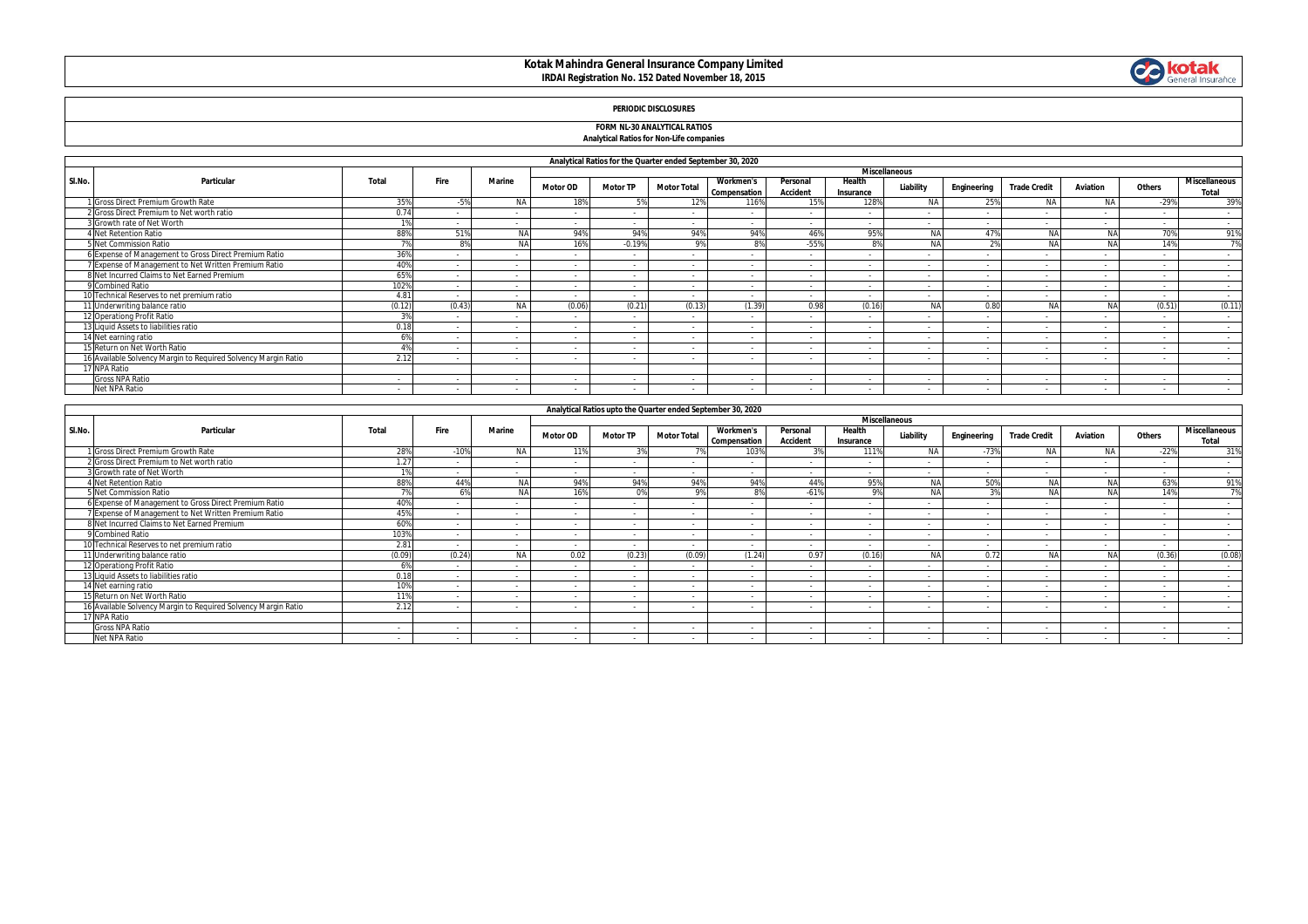# Kotak Mahindra General Insurance Company Limited

**IRDAI Registration No. 152 Dated November 18, 2015**

## PERIODIC DISCLOSURES

### FORM NL-30 ANALYTICAL RATIOS

**Analytical Ratios for Non-Life companies**

| Analytical Ratios for the Quarter ended September 30, 2020 | | | | | | | | | | | | | | | | | |
|---|---|---|---|---|---|---|---|---|---|---|---|---|---|---|---|---|---|
| Sl.No. | Particular | Total | Fire | Marine | Miscellaneous | | | | | | | | | | | | |
| | | | | | Motor OD | Motor TP | Motor Total | Workmen's Compensation | Personal Accident | Health Insurance | Liability | Engineering | Trade Credit | Aviation | Others | Miscellaneous Total |
| 1 | Gross Direct Premium Growth Rate | 35% | -5% | NA | 18% | 5% | 12% | 116% | 15% | 128% | NA | 25% | NA | NA | -29% | 39% |
| 2 | Gross Direct Premium to Net worth ratio | 0.74 | - | - | - | - | - | - | - | - | - | - | - | - | - | - |
| 3 | Growth rate of Net Worth | 1% | - | - | - | - | - | - | - | - | - | - | - | - | - | - |
| 4 | Net Retention Ratio | 88% | 51% | NA | 94% | 94% | 94% | 94% | 46% | 95% | NA | 47% | NA | NA | 70% | 91% |
| 5 | Net Commission Ratio | 7% | 8% | NA | 16% | -0.19% | 9% | 8% | -55% | 8% | NA | 2% | NA | NA | 14% | 7% |
| 6 | Expense of Management to Gross Direct Premium Ratio | 36% | - | - | - | - | - | - | - | - | - | - | - | - | - | - |
| 7 | Expense of Management to Net Written Premium Ratio | 40% | - | - | - | - | - | - | - | - | - | - | - | - | - | - |
| 8 | Net Incurred Claims to Net Earned Premium | 65% | - | - | - | - | - | - | - | - | - | - | - | - | - | - |
| 9 | Combined Ratio | 102% | - | - | - | - | - | - | - | - | - | - | - | - | - | - |
| 10 | Technical Reserves to net premium ratio | 4.81 | - | - | - | - | - | - | - | - | - | - | - | - | - | - |
| 11 | Underwriting balance ratio | (0.12) | (0.43) | NA | (0.06) | (0.21) | (0.13) | (1.39) | 0.98 | (0.16) | NA | 0.80 | NA | NA | (0.51) | (0.11) |
| 12 | Operationg Profit Ratio | 3% | - | - | - | - | - | - | - | - | - | - | - | - | - | - |
| 13 | Liquid Assets to liabilities ratio | 0.18 | - | - | - | - | - | - | - | - | - | - | - | - | - | - |
| 14 | Net earning ratio | 6% | - | - | - | - | - | - | - | - | - | - | - | - | - | - |
| 15 | Return on Net Worth Ratio | 4% | - | - | - | - | - | - | - | - | - | - | - | - | - | - |
| 16 | Available Solvency Margin to Required Solvency Margin Ratio | 2.12 | - | - | - | - | - | - | - | - | - | - | - | - | - | - |
| 17 | NPA Ratio | | | | | | | | | | | | | | | |
| | Gross NPA Ratio | - | - | - | - | - | - | - | - | - | - | - | - | - | - | - |
| | Net NPA Ratio | - | - | - | - | - | - | - | - | - | - | - | - | - | - | - |

| Analytical Ratios upto the Quarter ended September 30, 2020 | | | | | | | | | | | | | | | | | |
|---|---|---|---|---|---|---|---|---|---|---|---|---|---|---|---|---|---|
| Sl.No. | Particular | Total | Fire | Marine | Miscellaneous | | | | | | | | | | | | |
| | | | | | Motor OD | Motor TP | Motor Total | Workmen's Compensation | Personal Accident | Health Insurance | Liability | Engineering | Trade Credit | Aviation | Others | Miscellaneous Total |
| 1 | Gross Direct Premium Growth Rate | 28% | -10% | NA | 11% | 3% | 7% | 103% | 3% | 111% | NA | -73% | NA | NA | -22% | 31% |
| 2 | Gross Direct Premium to Net worth ratio | 1.27 | - | - | - | - | - | - | - | - | - | - | - | - | - | - |
| 3 | Growth rate of Net Worth | 1% | - | - | - | - | - | - | - | - | - | - | - | - | - | - |
| 4 | Net Retention Ratio | 88% | 44% | NA | 94% | 94% | 94% | 94% | 44% | 95% | NA | 50% | NA | NA | 63% | 91% |
| 5 | Net Commission Ratio | 7% | 6% | NA | 16% | 0% | 9% | 8% | -61% | 9% | NA | 3% | NA | NA | 14% | 7% |
| 6 | Expense of Management to Gross Direct Premium Ratio | 40% | - | - | - | - | - | - | - | - | - | - | - | - | - | - |
| 7 | Expense of Management to Net Written Premium Ratio | 45% | - | - | - | - | - | - | - | - | - | - | - | - | - | - |
| 8 | Net Incurred Claims to Net Earned Premium | 60% | - | - | - | - | - | - | - | - | - | - | - | - | - | - |
| 9 | Combined Ratio | 103% | - | - | - | - | - | - | - | - | - | - | - | - | - | - |
| 10 | Technical Reserves to net premium ratio | 2.81 | - | - | - | - | - | - | - | - | - | - | - | - | - | - |
| 11 | Underwriting balance ratio | (0.09) | (0.24) | NA | 0.02 | (0.23) | (0.09) | (1.24) | 0.97 | (0.16) | NA | 0.72 | NA | NA | (0.36) | (0.08) |
| 12 | Operationg Profit Ratio | 6% | - | - | - | - | - | - | - | - | - | - | - | - | - | - |
| 13 | Liquid Assets to liabilities ratio | 0.18 | - | - | - | - | - | - | - | - | - | - | - | - | - | - |
| 14 | Net earning ratio | 10% | - | - | - | - | - | - | - | - | - | - | - | - | - | - |
| 15 | Return on Net Worth Ratio | 11% | - | - | - | - | - | - | - | - | - | - | - | - | - | - |
| 16 | Available Solvency Margin to Required Solvency Margin Ratio | 2.12 | - | - | - | - | - | - | - | - | - | - | - | - | - | - |
| 17 | NPA Ratio | | | | | | | | | | | | | | | |
| | Gross NPA Ratio | - | - | - | - | - | - | - | - | - | - | - | - | - | - | - |
| | Net NPA Ratio | - | - | - | - | - | - | - | - | - | - | - | - | - | - | - |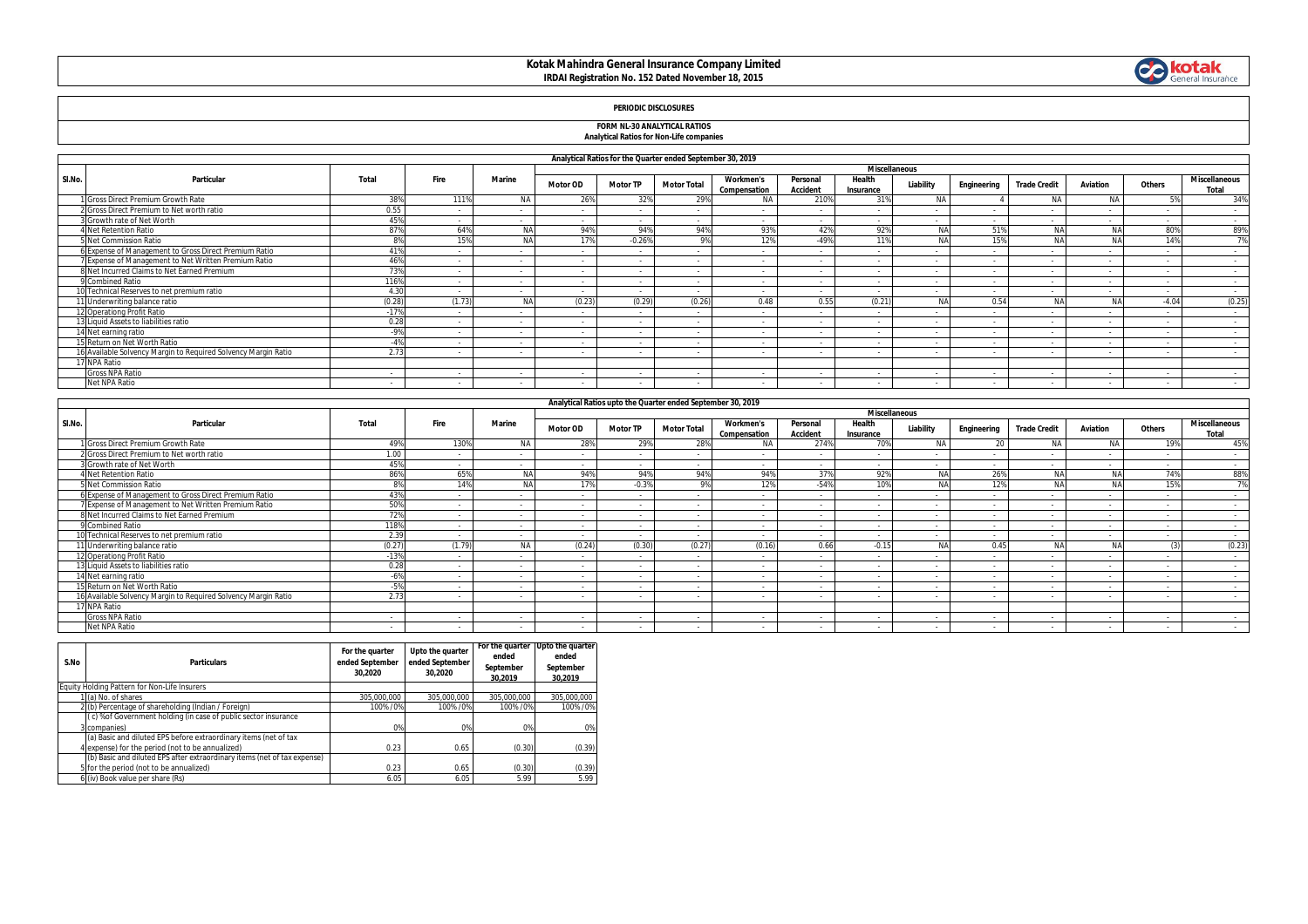# Kotak Mahindra General Insurance Company Limited

**IRDAI Registration No. 152 Dated November 18, 2015**

## PERIODIC DISCLOSURES

### FORM NL-30 ANALYTICAL RATIOS

**Analytical Ratios for Non-Life companies**

| Sl.No. | Particular | Total | Fire | Marine | Analytical Ratios for the Quarter ended September 30, 2019 | | | | | | | | | | | | |
|---|---|---|---|---|---|---|---|---|---|---|---|---|---|---|---|---|---|
| | | | | | Miscellaneous | | | | | | | | | | | | |
| | | | | | Motor OD | Motor TP | Motor Total | Workmen's Compensation | Personal Accident | Health Insurance | Liability | Engineering | Trade Credit | Aviation | Others | Miscellaneous Total |
| 1 | Gross Direct Premium Growth Rate | 38% | 111% | NA | 26% | 32% | 29% | NA | 210% | 31% | NA | 4 | NA | NA | 5% | 34% |
| 2 | Gross Direct Premium to Net worth ratio | 0.55 | - | - | - | - | - | - | - | - | - | - | - | - | - | - |
| 3 | Growth rate of Net Worth | 45% | - | - | - | - | - | - | - | - | - | - | - | - | - | - |
| 4 | Net Retention Ratio | 87% | 64% | NA | 94% | 94% | 94% | 93% | 42% | 92% | NA | 51% | NA | NA | 80% | 89% |
| 5 | Net Commission Ratio | 8% | 15% | NA | 17% | -0.26% | 9% | 12% | -49% | 11% | NA | 15% | NA | NA | 14% | 7% |
| 6 | Expense of Management to Gross Direct Premium Ratio | 41% | - | - | - | - | - | - | - | - | - | - | - | - | - | - |
| 7 | Expense of Management to Net Written Premium Ratio | 46% | - | - | - | - | - | - | - | - | - | - | - | - | - | - |
| 8 | Net Incurred Claims to Net Earned Premium | 73% | - | - | - | - | - | - | - | - | - | - | - | - | - | - |
| 9 | Combined Ratio | 116% | - | - | - | - | - | - | - | - | - | - | - | - | - | - |
| 10 | Technical Reserves to net premium ratio | 4.30 | - | - | - | - | - | - | - | - | - | - | - | - | - | - |
| 11 | Underwriting balance ratio | (0.28) | (1.73) | NA | (0.23) | (0.29) | (0.26) | 0.48 | 0.55 | (0.21) | NA | 0.54 | NA | NA | -4.04 | (0.25) |
| 12 | Operationg Profit Ratio | -17% | - | - | - | - | - | - | - | - | - | - | - | - | - | - |
| 13 | Liquid Assets to liabilities ratio | 0.28 | - | - | - | - | - | - | - | - | - | - | - | - | - | - |
| 14 | Net earning ratio | -9% | - | - | - | - | - | - | - | - | - | - | - | - | - | - |
| 15 | Return on Net Worth Ratio | -4% | - | - | - | - | - | - | - | - | - | - | - | - | - | - |
| 16 | Available Solvency Margin to Required Solvency Margin Ratio | 2.73 | - | - | - | - | - | - | - | - | - | - | - | - | - | - |
| 17 | NPA Ratio | | | | | | | | | | | | | | | |
| | Gross NPA Ratio | - | - | - | - | - | - | - | - | - | - | - | - | - | - | - |
| | Net NPA Ratio | - | - | - | - | - | - | - | - | - | - | - | - | - | - | - |

| Sl.No. | Particular | Total | Fire | Marine | Analytical Ratios upto the Quarter ended September 30, 2019 | | | | | | | | | | | |
|---|---|---|---|---|---|---|---|---|---|---|---|---|---|---|---|---|
| | | | | | Miscellaneous | | | | | | | | | | | |
| | | | | | Motor OD | Motor TP | Motor Total | Workmen's Compensation | Personal Accident | Health Insurance | Liability | Engineering | Trade Credit | Aviation | Others | Miscellaneous Total |
| 1 | Gross Direct Premium Growth Rate | 49% | 130% | NA | 28% | 29% | 28% | NA | 274% | 70% | NA | 20 | NA | NA | 19% | 45% |
| 2 | Gross Direct Premium to Net worth ratio | 1.00 | - | - | - | - | - | - | - | - | - | - | - | - | - | - |
| 3 | Growth rate of Net Worth | 45% | - | - | - | - | - | - | - | - | - | - | - | - | - | - |
| 4 | Net Retention Ratio | 86% | 65% | NA | 94% | 94% | 94% | 94% | 37% | 92% | NA | 26% | NA | NA | 74% | 88% |
| 5 | Net Commission Ratio | 8% | 14% | NA | 17% | -0.3% | 9% | 12% | -54% | 10% | NA | 12% | NA | NA | 15% | 7% |
| 6 | Expense of Management to Gross Direct Premium Ratio | 43% | - | - | - | - | - | - | - | - | - | - | - | - | - | - |
| 7 | Expense of Management to Net Written Premium Ratio | 50% | - | - | - | - | - | - | - | - | - | - | - | - | - | - |
| 8 | Net Incurred Claims to Net Earned Premium | 72% | - | - | - | - | - | - | - | - | - | - | - | - | - | - |
| 9 | Combined Ratio | 118% | - | - | - | - | - | - | - | - | - | - | - | - | - | - |
| 10 | Technical Reserves to net premium ratio | 2.39 | - | - | - | - | - | - | - | - | - | - | - | - | - | - |
| 11 | Underwriting balance ratio | (0.27) | (1.79) | NA | (0.24) | (0.30) | (0.27) | (0.16) | 0.66 | -0.15 | NA | 0.45 | NA | NA | (3) | (0.23) |
| 12 | Operationg Profit Ratio | -13% | - | - | - | - | - | - | - | - | - | - | - | - | - | - |
| 13 | Liquid Assets to liabilities ratio | 0.28 | - | - | - | - | - | - | - | - | - | - | - | - | - | - |
| 14 | Net earning ratio | -6% | - | - | - | - | - | - | - | - | - | - | - | - | - | - |
| 15 | Return on Net Worth Ratio | -5% | - | - | - | - | - | - | - | - | - | - | - | - | - | - |
| 16 | Available Solvency Margin to Required Solvency Margin Ratio | 2.73 | - | - | - | - | - | - | - | - | - | - | - | - | - | - |
| 17 | NPA Ratio | | | | | | | | | | | | | | | |
| | Gross NPA Ratio | - | - | - | - | - | - | - | - | - | - | - | - | - | - | - |
| | Net NPA Ratio | - | - | - | - | - | - | - | - | - | - | - | - | - | - | - |

| S.No | Particulars | For the quarter ended September 30,2020 | Upto the quarter ended September 30,2020 | For the quarter ended September 30,2019 | Upto the quarter ended September 30,2019 |
|---|---|---|---|---|---|
| | Equity Holding Pattern for Non-Life Insurers | | | | |
| 1 | (a) No. of shares | 305,000,000 | 305,000,000 | 305,000,000 | 305,000,000 |
| 2 | (b) Percentage of shareholding (Indian / Foreign) | 100% /0% | 100% /0% | 100% /0% | 100% /0% |
| 3 | ( c) %of Government holding (in case of public sector insurance companies) | 0% | 0% | 0% | 0% |
| 4 | (a) Basic and diluted EPS before extraordinary items (net of tax expense) for the period (not to be annualized) | 0.23 | 0.65 | (0.30) | (0.39) |
| 5 | (b) Basic and diluted EPS after extraordinary items (net of tax expense) for the period (not to be annualized) | 0.23 | 0.65 | (0.30) | (0.39) |
| 6 | (iv) Book value per share (Rs) | 6.05 | 6.05 | 5.99 | 5.99 |